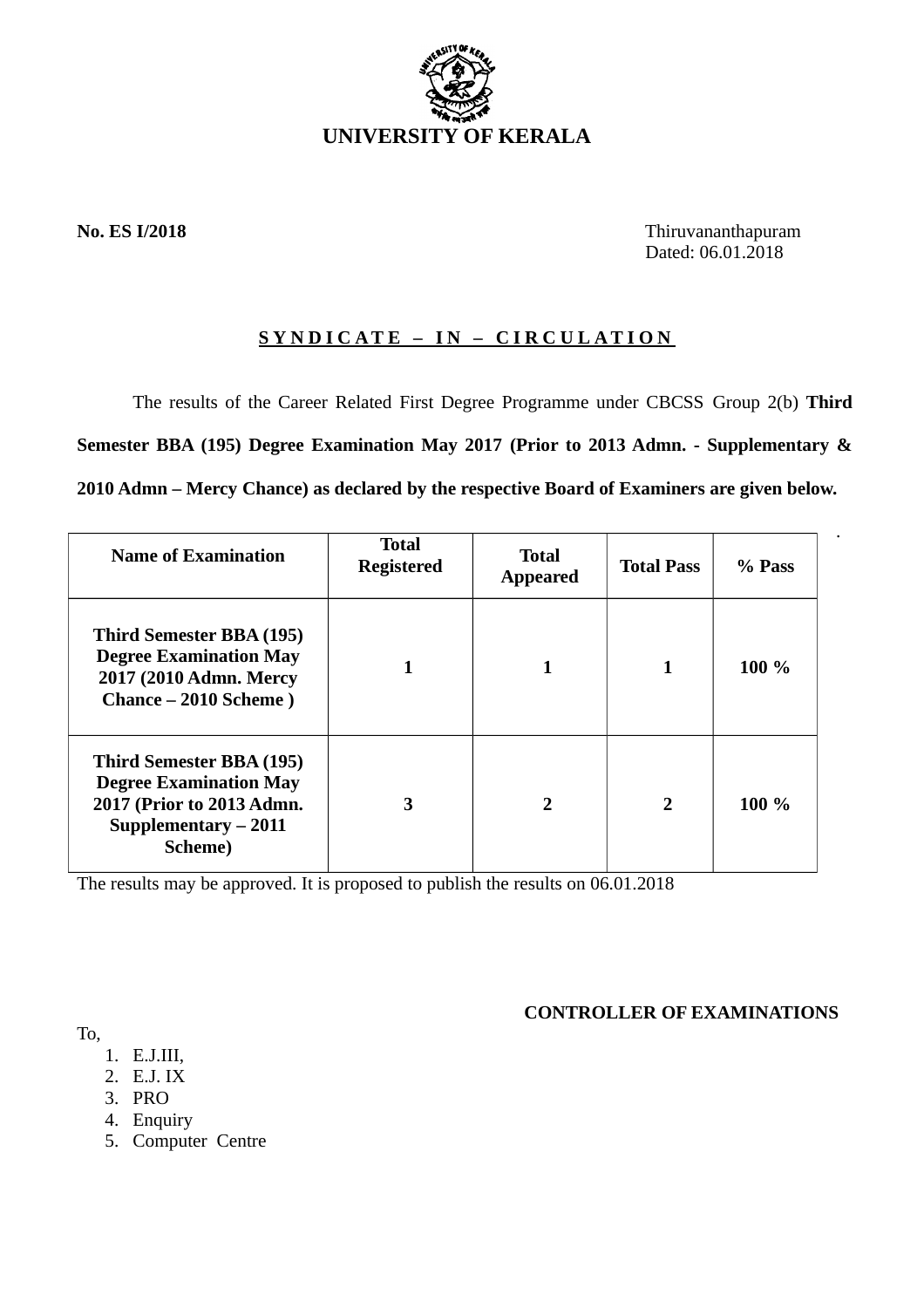# UNIVERSITY OF KERALA

**No. ES I/2018**

Thiruvananthapuram
Dated: 06.01.2018

## S Y N D I C A T E – I N – C I R C U L A T I O N

The results of the Career Related First Degree Programme under CBCSS Group 2(b) **Third Semester BBA (195) Degree Examination May 2017 (Prior to 2013 Admn. - Supplementary & 2010 Admn – Mercy Chance) as declared by the respective Board of Examiners are given below.**

| Name of Examination | Total Registered | Total Appeared | Total Pass | % Pass |
|---|---|---|---|---|
| **Third Semester BBA (195) Degree Examination May 2017 (2010 Admn. Mercy Chance – 2010 Scheme )** | **1** | **1** | **1** | **100 %** |
| **Third Semester BBA (195) Degree Examination May 2017 (Prior to 2013 Admn. Supplementary – 2011 Scheme)** | **3** | **2** | **2** | **100 %** |

The results may be approved. It is proposed to publish the results on 06.01.2018

**CONTROLLER OF EXAMINATIONS**

To,

1. E.J.III,
2. E.J. IX
3. PRO
4. Enquiry
5. Computer Centre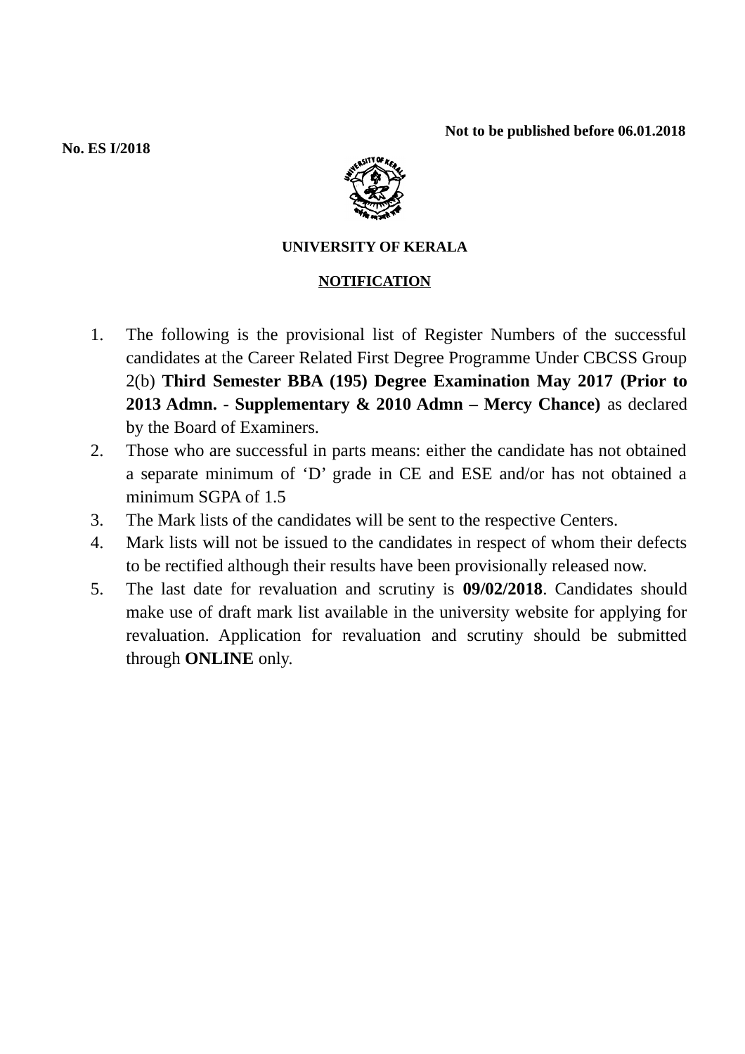**Not to be published before 06.01.2018**

**No. ES I/2018**

**UNIVERSITY OF KERALA**

**NOTIFICATION**

1. The following is the provisional list of Register Numbers of the successful candidates at the Career Related First Degree Programme Under CBCSS Group 2(b) **Third Semester BBA (195) Degree Examination May 2017 (Prior to 2013 Admn. - Supplementary & 2010 Admn – Mercy Chance)** as declared by the Board of Examiners.
2. Those who are successful in parts means: either the candidate has not obtained a separate minimum of 'D' grade in CE and ESE and/or has not obtained a minimum SGPA of 1.5
3. The Mark lists of the candidates will be sent to the respective Centers.
4. Mark lists will not be issued to the candidates in respect of whom their defects to be rectified although their results have been provisionally released now.
5. The last date for revaluation and scrutiny is **09/02/2018**. Candidates should make use of draft mark list available in the university website for applying for revaluation. Application for revaluation and scrutiny should be submitted through **ONLINE** only.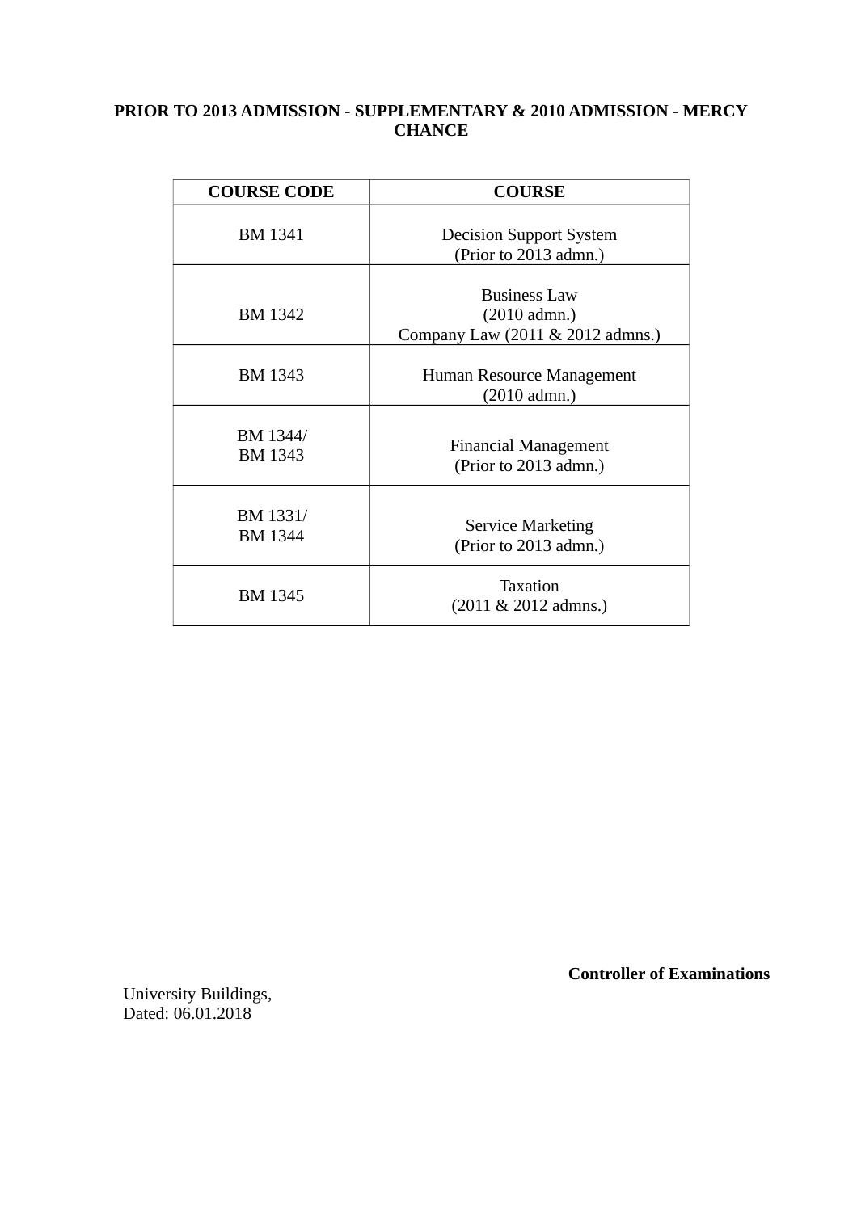**PRIOR TO 2013 ADMISSION - SUPPLEMENTARY & 2010 ADMISSION - MERCY CHANCE**

| COURSE CODE | COURSE |
| --- | --- |
| BM 1341 | Decision Support System (Prior to 2013 admn.) |
| BM 1342 | Business Law (2010 admn.) Company Law (2011 & 2012 admns.) |
| BM 1343 | Human Resource Management (2010 admn.) |
| BM 1344/ BM 1343 | Financial Management (Prior to 2013 admn.) |
| BM 1331/ BM 1344 | Service Marketing (Prior to 2013 admn.) |
| BM 1345 | Taxation (2011 & 2012 admns.) |

**Controller of Examinations**

University Buildings,
Dated: 06.01.2018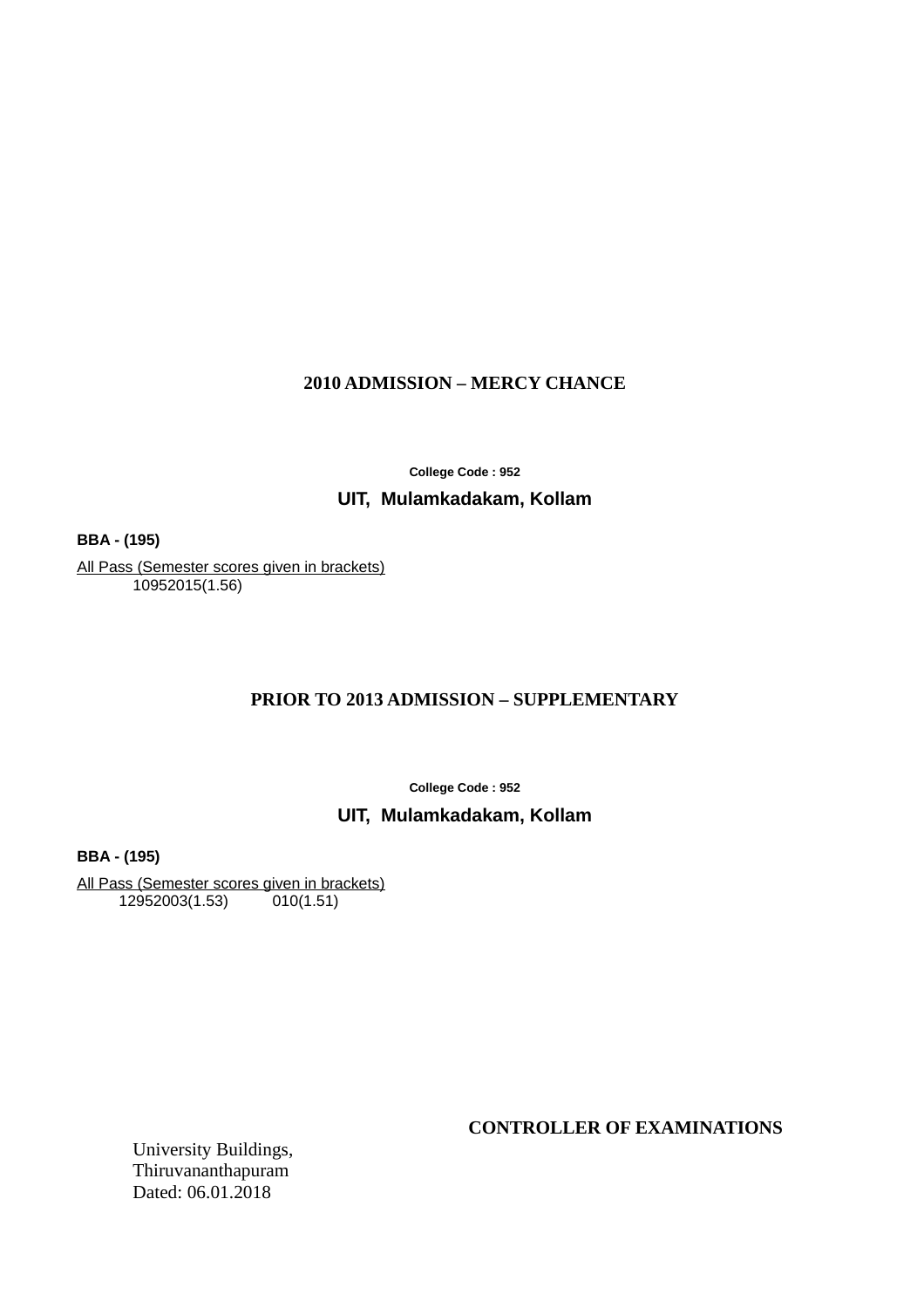## 2010 ADMISSION – MERCY CHANCE

**College Code : 952**

### UIT, Mulamkadakam, Kollam

**BBA - (195)**

All Pass (Semester scores given in brackets)

10952015(1.56)

## PRIOR TO 2013 ADMISSION – SUPPLEMENTARY

**College Code : 952**

### UIT, Mulamkadakam, Kollam

**BBA - (195)**

All Pass (Semester scores given in brackets)

12952003(1.53) 010(1.51)

**CONTROLLER OF EXAMINATIONS**

University Buildings,
Thiruvananthapuram
Dated: 06.01.2018